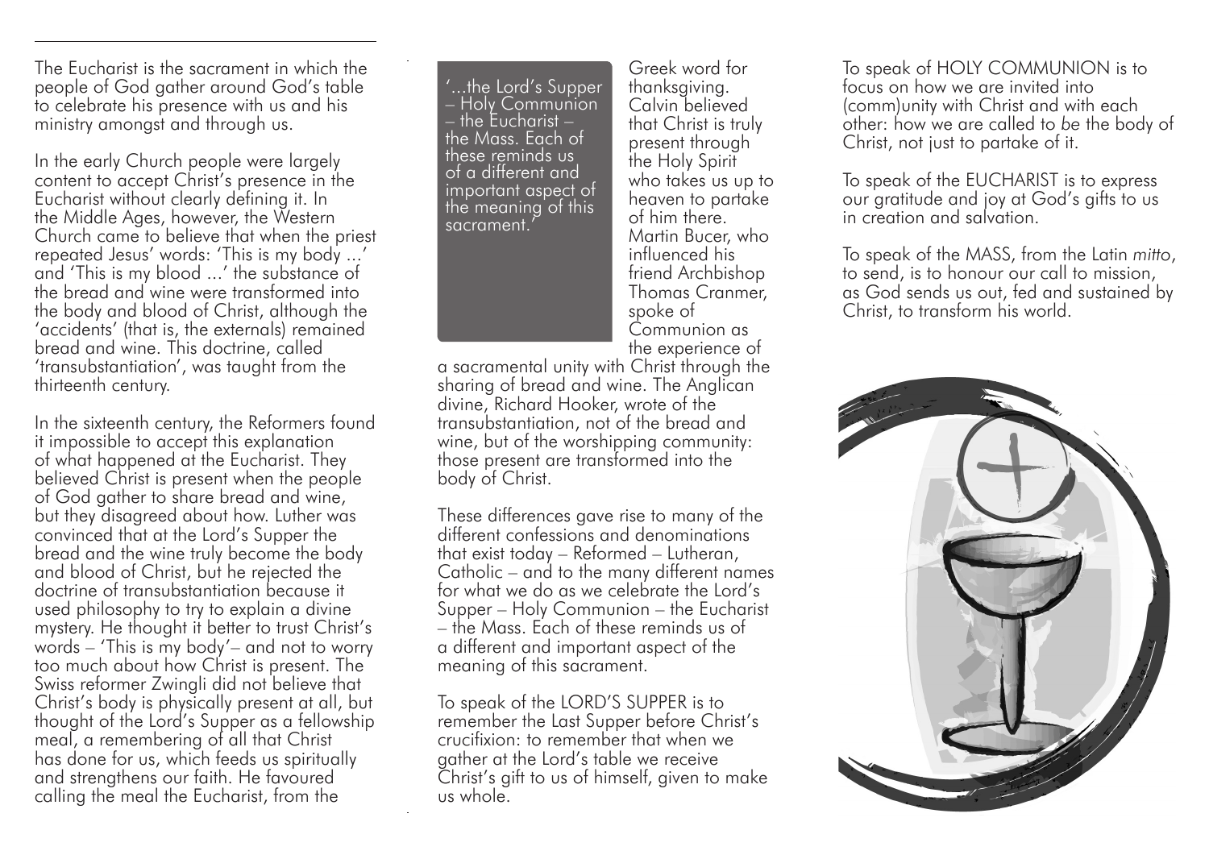The Eucharist is the sacrament in which the people of God gather around God's table to celebrate his presence with us and his ministry amongst and through us.

In the early Church people were largely content to accept Christ's presence in the Eucharist without clearly defining it. In the Middle Ages, however, the Western Church came to believe that when the priest repeated Jesus' words: 'This is my body ...' and 'This is my blood ...' the substance of the bread and wine were transformed into the body and blood of Christ, although the 'accidents' (that is, the externals) remained bread and wine. This doctrine, called 'transubstantiation', was taught from the thirteenth century.

In the sixteenth century, the Reformers found it impossible to accept this explanation of what happened at the Eucharist. They believed Christ is present when the people of God gather to share bread and wine, but they disagreed about how. Luther was convinced that at the Lord's Supper the bread and the wine truly become the body and blood of Christ, but he rejected the doctrine of transubstantiation because it used philosophy to try to explain a divine mystery. He thought it better to trust Christ's words – 'This is my body'– and not to worry too much about how Christ is present. The Swiss reformer Zwingli did not believe that Christ's body is physically present at all, but thought of the Lord's Supper as a fellowship meal, a remembering of all that Christ has done for us, which feeds us spiritually and strengthens our faith. He favoured calling the meal the Eucharist, from the Greek word for thanksgiving. Calvin believed that Christ is truly present through the Holy Spirit who takes us up to heaven to partake of him there. Martin Bucer, who influenced his friend Archbishop Thomas Cranmer, spoke of Communion as the experience of a sacramental unity with Christ through the sharing of bread and wine. The Anglican divine, Richard Hooker, wrote of the transubstantiation, not of the bread and wine, but of the worshipping community: those present are transformed into the body of Christ.

> '...the Lord's Supper – Holy Communion – the Eucharist – the Mass. Each of these reminds us of a different and important aspect of the meaning of this sacrament.'

These differences gave rise to many of the different confessions and denominations that exist today – Reformed – Lutheran, Catholic – and to the many different names for what we do as we celebrate the Lord's Supper – Holy Communion – the Eucharist – the Mass. Each of these reminds us of a different and important aspect of the meaning of this sacrament.

To speak of the LORD'S SUPPER is to remember the Last Supper before Christ's crucifixion: to remember that when we gather at the Lord's table we receive Christ's gift to us of himself, given to make us whole.

To speak of HOLY COMMUNION is to focus on how we are invited into (comm)unity with Christ and with each other: how we are called to *be* the body of Christ, not just to partake of it.

To speak of the EUCHARIST is to express our gratitude and joy at God's gifts to us in creation and salvation.

To speak of the MASS, from the Latin *mitto*, to send, is to honour our call to mission, as God sends us out, fed and sustained by Christ, to transform his world.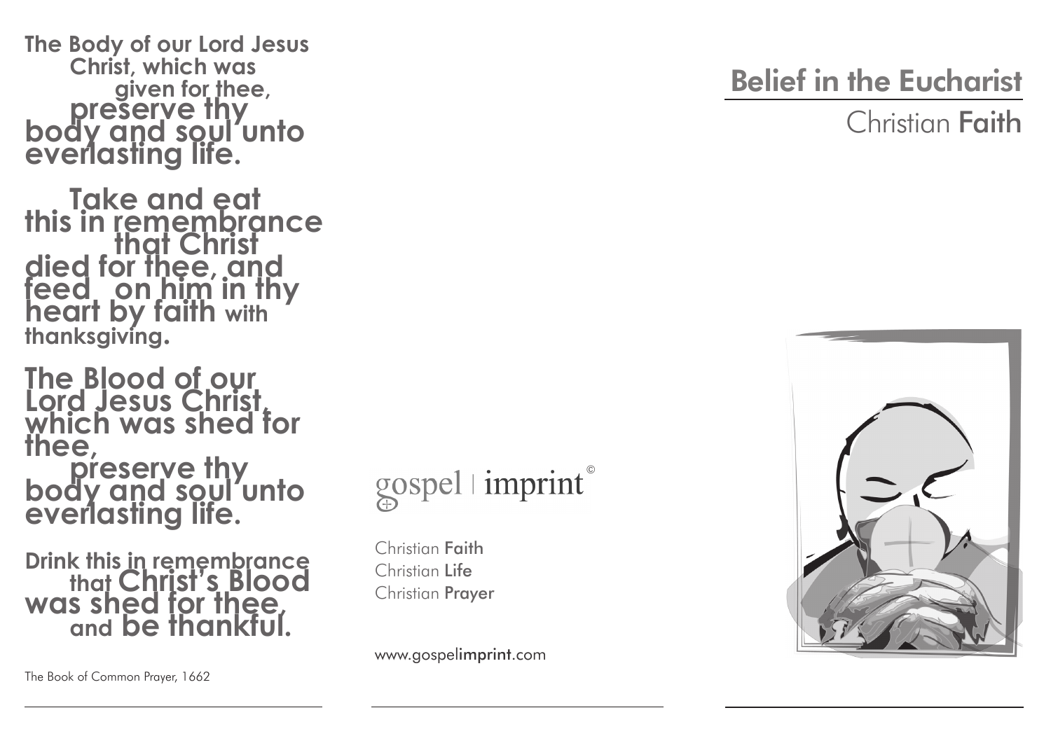The Body of our Lord Jesus Christ, which was given for thee, preserve thy body and soul unto everlasting life.

Take and eat this in remembrance that Christ died for thee, and feed on him in thy heart by faith with thanksgiving.

The Blood of our Lord Jesus Christ, which was shed for thee, preserve thy body and soul unto everlasting life.

Drink this in remembrance that Christ's Blood was shed for thee, and be thankful.

The Book of Common Prayer, 1662

gospel | imprint ©

Christian Faith
Christian Life
Christian Prayer

www.gospelimprint.com

# Belief in the Eucharist

## Christian Faith